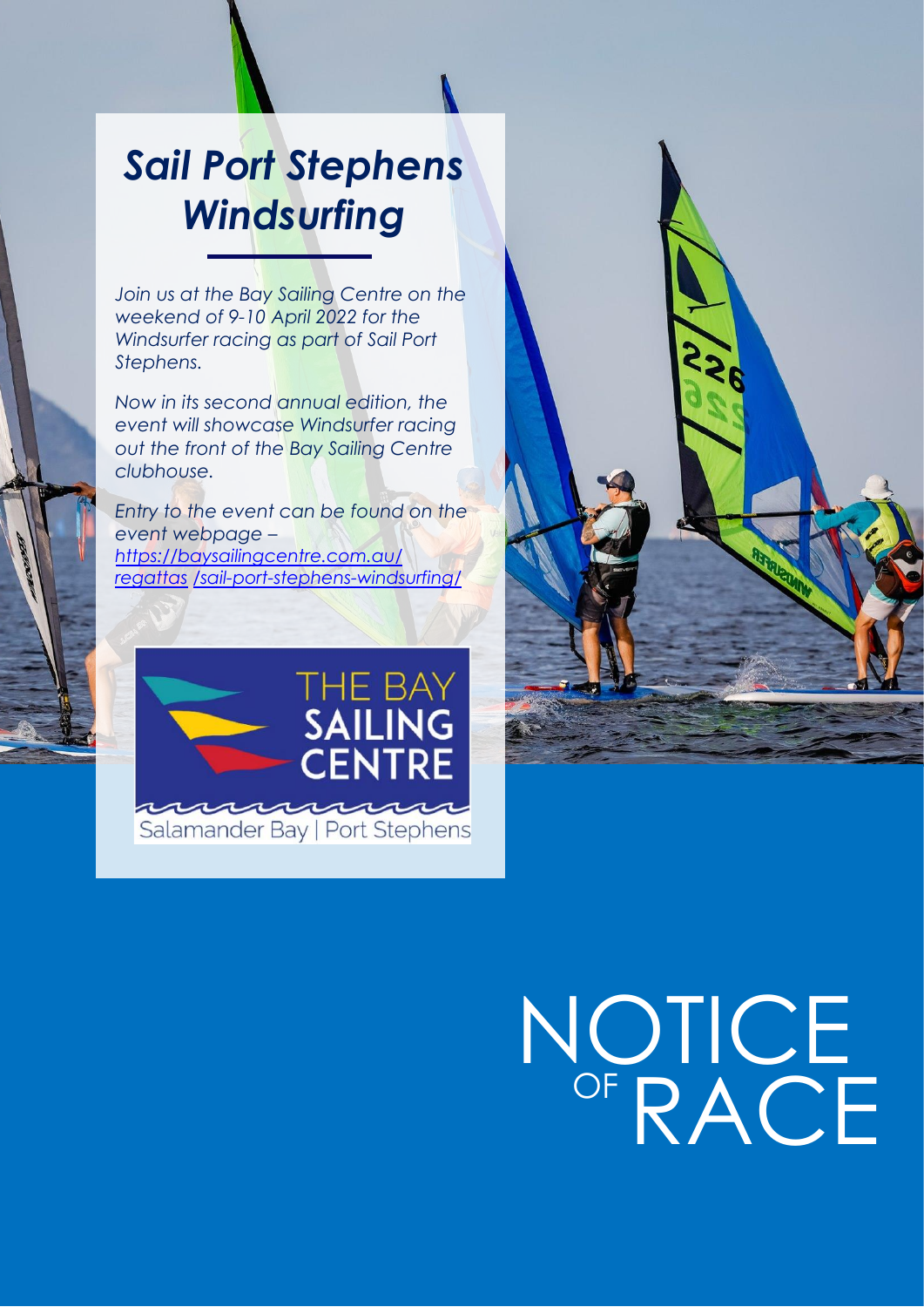# *Sail Port Stephens Windsurfing*

*Join us at the Bay Sailing Centre on the weekend of 9-10 April 2022 for the Windsurfer racing as part of Sail Port Stephens.*

*Now in its second annual edition, the event will showcase Windsurfer racing out the front of the Bay Sailing Centre clubhouse.*

*Entry to the event can be found on the event webpage – [https://baysailingcentre.com.au/regattas /sail-port-stephens-windsurfing/](https://baysailingcentre.com.au/regattas/sail-port-stephens-windsurfing/)*

THE BAY SAILING CENTRE

Salamander Bay | Port Stephens

# NOTICE OF RACE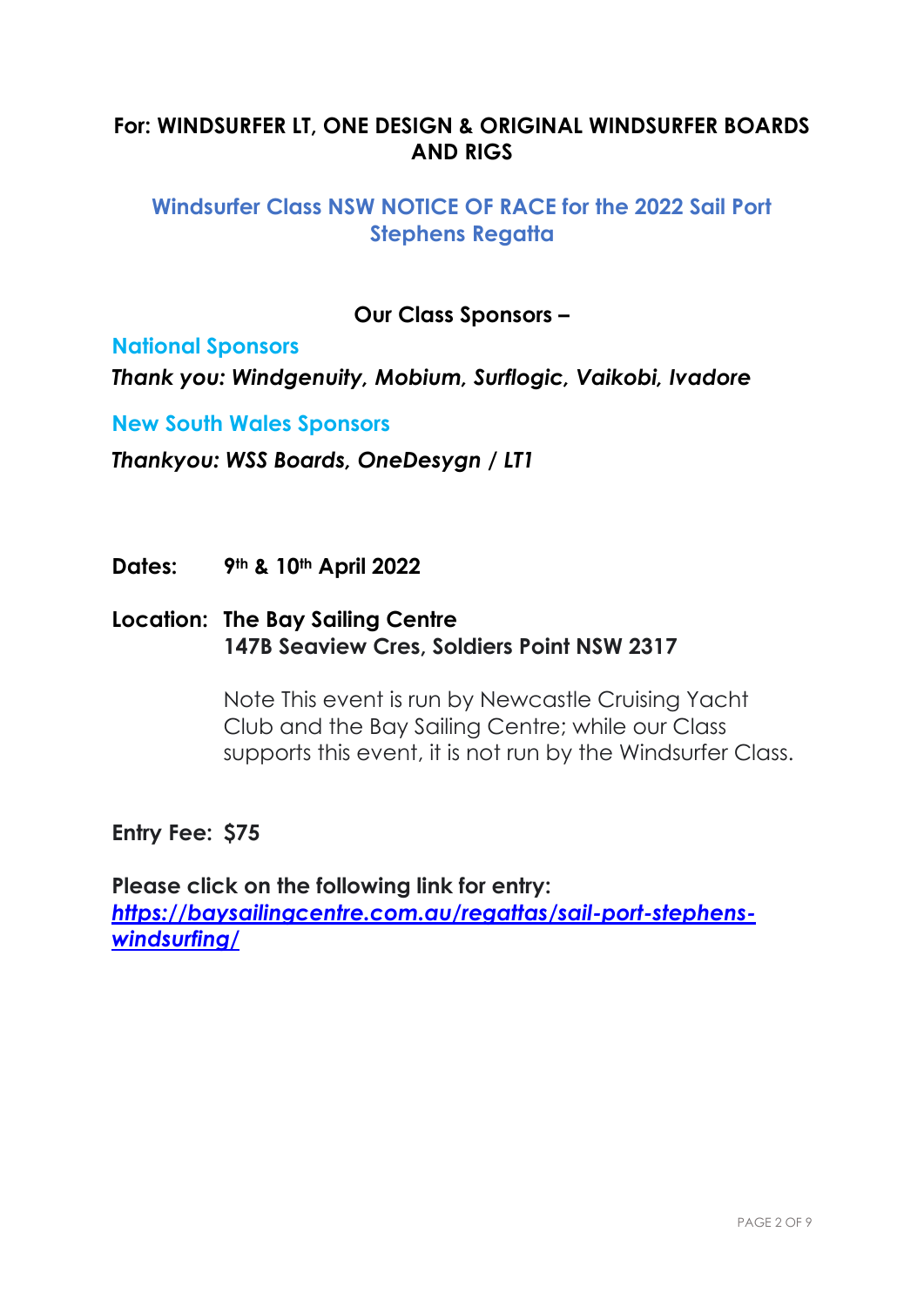**For: WINDSURFER LT, ONE DESIGN & ORIGINAL WINDSURFER BOARDS AND RIGS**

## Windsurfer Class NSW NOTICE OF RACE for the 2022 Sail Port Stephens Regatta

**Our Class Sponsors –**

### National Sponsors

***Thank you: Windgenuity, Mobium, Surflogic, Vaikobi, Ivadore***

### New South Wales Sponsors

***Thankyou: WSS Boards, OneDesygn / LT1***

**Dates:** **9th & 10th April 2022**

**Location:** **The Bay Sailing Centre**
**147B Seaview Cres, Soldiers Point NSW 2317**

Note This event is run by Newcastle Cruising Yacht Club and the Bay Sailing Centre; while our Class supports this event, it is not run by the Windsurfer Class.

**Entry Fee:** **$75**

**Please click on the following link for entry:**
***https://baysailingcentre.com.au/regattas/sail-port-stephens-windsurfing/***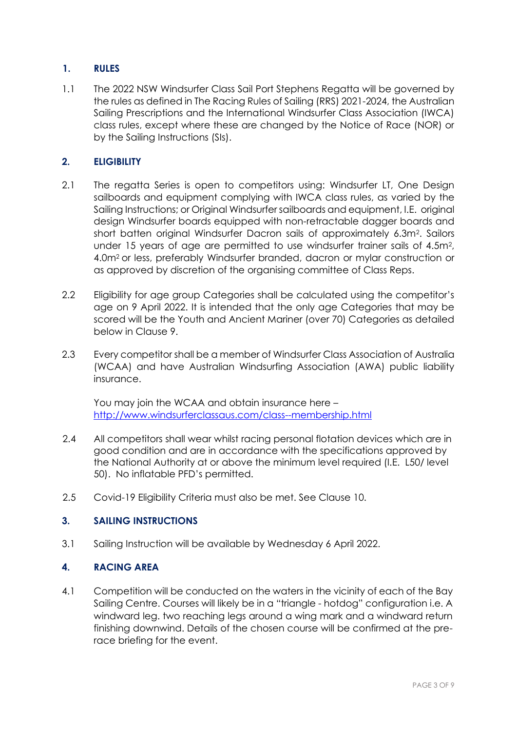## 1. RULES

1.1 The 2022 NSW Windsurfer Class Sail Port Stephens Regatta will be governed by the rules as defined in The Racing Rules of Sailing (RRS) 2021-2024, the Australian Sailing Prescriptions and the International Windsurfer Class Association (IWCA) class rules, except where these are changed by the Notice of Race (NOR) or by the Sailing Instructions (SIs).

## 2. ELIGIBILITY

2.1 The regatta Series is open to competitors using: Windsurfer LT, One Design sailboards and equipment complying with IWCA class rules, as varied by the Sailing Instructions; or Original Windsurfer sailboards and equipment, I.E. original design Windsurfer boards equipped with non-retractable dagger boards and short batten original Windsurfer Dacron sails of approximately 6.3m$^2$. Sailors under 15 years of age are permitted to use windsurfer trainer sails of 4.5m$^2$, 4.0m$^2$ or less, preferably Windsurfer branded, dacron or mylar construction or as approved by discretion of the organising committee of Class Reps.

2.2 Eligibility for age group Categories shall be calculated using the competitor's age on 9 April 2022. It is intended that the only age Categories that may be scored will be the Youth and Ancient Mariner (over 70) Categories as detailed below in Clause 9.

2.3 Every competitor shall be a member of Windsurfer Class Association of Australia (WCAA) and have Australian Windsurfing Association (AWA) public liability insurance.

You may join the WCAA and obtain insurance here – [http://www.windsurferclassaus.com/class--membership.html](http://www.windsurferclassaus.com/class--membership.html)

2.4 All competitors shall wear whilst racing personal flotation devices which are in good condition and are in accordance with the specifications approved by the National Authority at or above the minimum level required (I.E. L50/ level 50). No inflatable PFD's permitted.

2.5 Covid-19 Eligibility Criteria must also be met. See Clause 10.

## 3. SAILING INSTRUCTIONS

3.1 Sailing Instruction will be available by Wednesday 6 April 2022.

## 4. RACING AREA

4.1 Competition will be conducted on the waters in the vicinity of each of the Bay Sailing Centre. Courses will likely be in a "triangle - hotdog" configuration i.e. A windward leg. two reaching legs around a wing mark and a windward return finishing downwind. Details of the chosen course will be confirmed at the pre-race briefing for the event.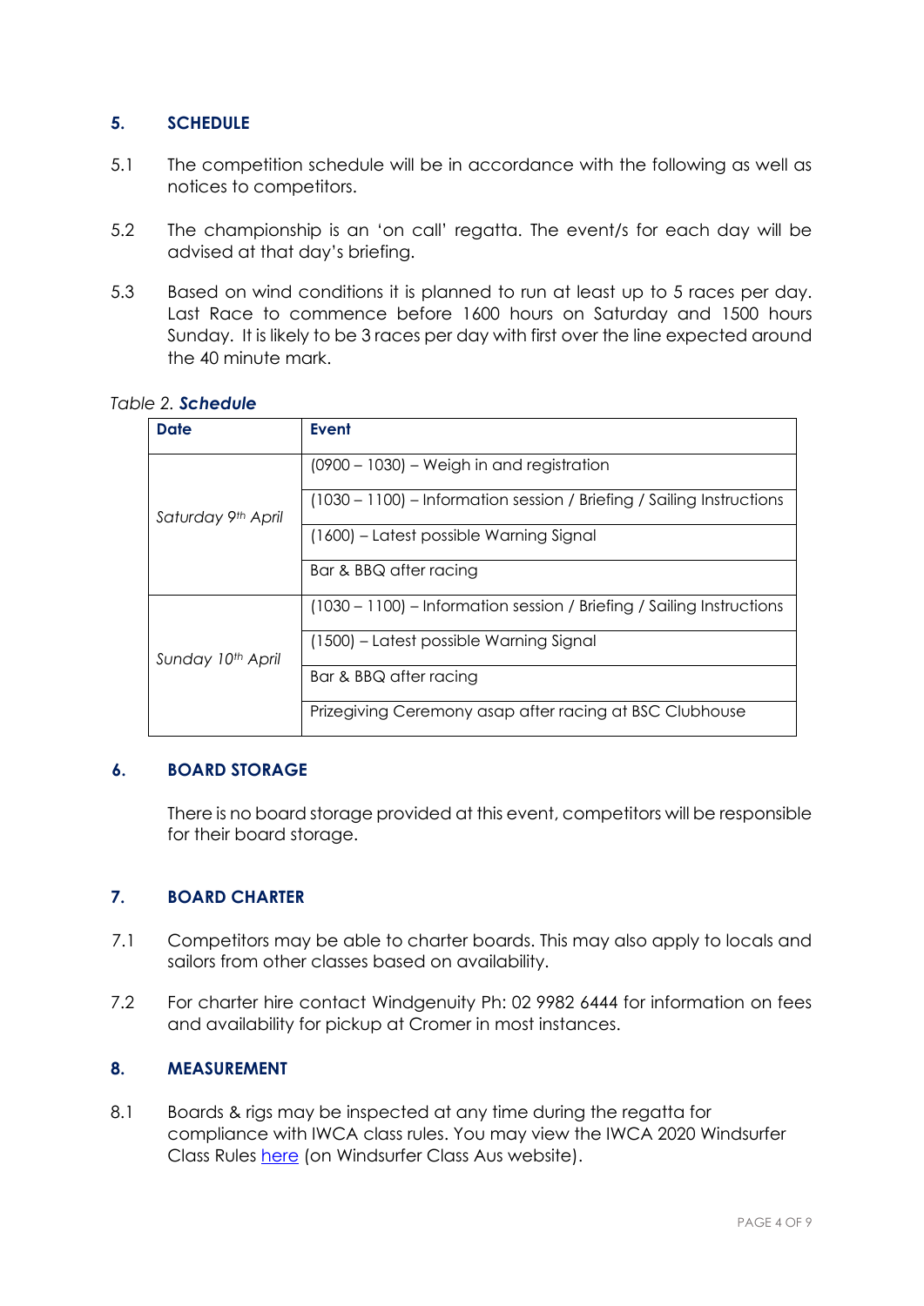## 5. SCHEDULE

5.1 The competition schedule will be in accordance with the following as well as notices to competitors.

5.2 The championship is an 'on call' regatta. The event/s for each day will be advised at that day's briefing.

5.3 Based on wind conditions it is planned to run at least up to 5 races per day. Last Race to commence before 1600 hours on Saturday and 1500 hours Sunday. It is likely to be 3 races per day with first over the line expected around the 40 minute mark.

*Table 2.* ***Schedule***

| **Date** | **Event** |
|---|---|
| *Saturday 9th April* | (0900 – 1030) – Weigh in and registration |
| | (1030 – 1100) – Information session / Briefing / Sailing Instructions |
| | (1600) – Latest possible Warning Signal |
| | Bar & BBQ after racing |
| *Sunday 10th April* | (1030 – 1100) – Information session / Briefing / Sailing Instructions |
| | (1500) – Latest possible Warning Signal |
| | Bar & BBQ after racing |
| | Prizegiving Ceremony asap after racing at BSC Clubhouse |

## 6. BOARD STORAGE

There is no board storage provided at this event, competitors will be responsible for their board storage.

## 7. BOARD CHARTER

7.1 Competitors may be able to charter boards. This may also apply to locals and sailors from other classes based on availability.

7.2 For charter hire contact Windgenuity Ph: 02 9982 6444 for information on fees and availability for pickup at Cromer in most instances.

## 8. MEASUREMENT

8.1 Boards & rigs may be inspected at any time during the regatta for compliance with IWCA class rules. You may view the IWCA 2020 Windsurfer Class Rules here (on Windsurfer Class Aus website).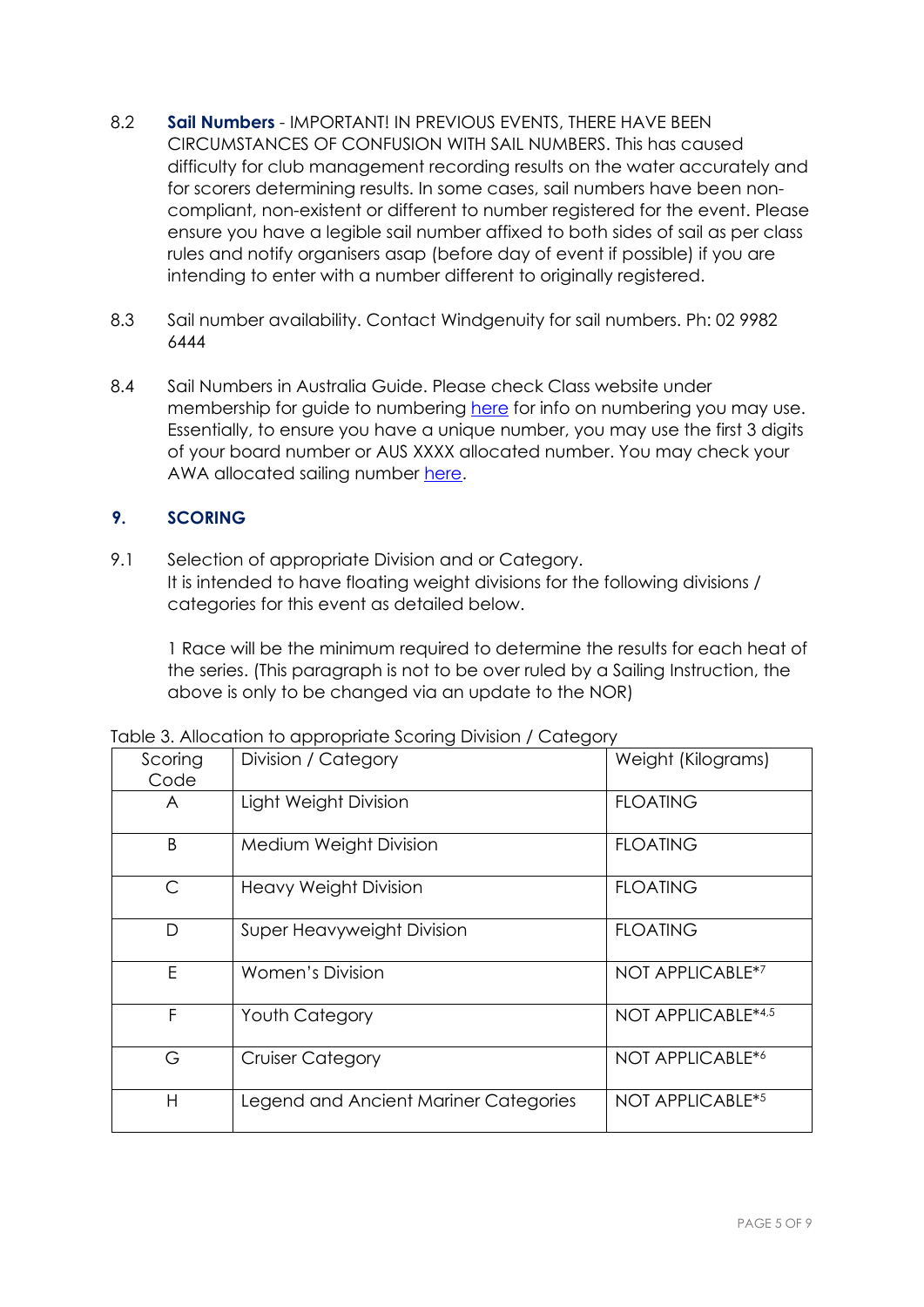8.2 **Sail Numbers** - IMPORTANT! IN PREVIOUS EVENTS, THERE HAVE BEEN CIRCUMSTANCES OF CONFUSION WITH SAIL NUMBERS. This has caused difficulty for club management recording results on the water accurately and for scorers determining results. In some cases, sail numbers have been non-compliant, non-existent or different to number registered for the event. Please ensure you have a legible sail number affixed to both sides of sail as per class rules and notify organisers asap (before day of event if possible) if you are intending to enter with a number different to originally registered.

8.3 Sail number availability. Contact Windgenuity for sail numbers. Ph: 02 9982 6444

8.4 Sail Numbers in Australia Guide. Please check Class website under membership for guide to numbering [here](#) for info on numbering you may use. Essentially, to ensure you have a unique number, you may use the first 3 digits of your board number or AUS XXXX allocated number. You may check your AWA allocated sailing number [here](#).

## 9. SCORING

9.1 Selection of appropriate Division and or Category.
It is intended to have floating weight divisions for the following divisions / categories for this event as detailed below.

1 Race will be the minimum required to determine the results for each heat of the series. (This paragraph is not to be over ruled by a Sailing Instruction, the above is only to be changed via an update to the NOR)

Table 3. Allocation to appropriate Scoring Division / Category

| Scoring Code | Division / Category | Weight (Kilograms) |
|---|---|---|
| A | Light Weight Division | FLOATING |
| B | Medium Weight Division | FLOATING |
| C | Heavy Weight Division | FLOATING |
| D | Super Heavyweight Division | FLOATING |
| E | Women's Division | NOT APPLICABLE*[7] |
| F | Youth Category | NOT APPLICABLE*[4,5] |
| G | Cruiser Category | NOT APPLICABLE*[6] |
| H | Legend and Ancient Mariner Categories | NOT APPLICABLE*[5] |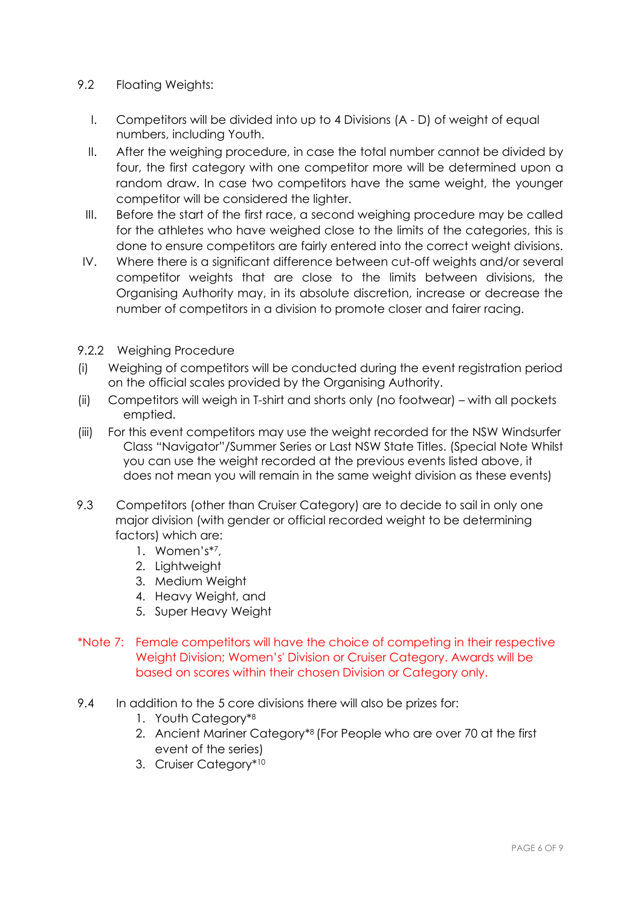9.2 Floating Weights:

I. Competitors will be divided into up to 4 Divisions (A - D) of weight of equal numbers, including Youth.

II. After the weighing procedure, in case the total number cannot be divided by four, the first category with one competitor more will be determined upon a random draw. In case two competitors have the same weight, the younger competitor will be considered the lighter.

III. Before the start of the first race, a second weighing procedure may be called for the athletes who have weighed close to the limits of the categories, this is done to ensure competitors are fairly entered into the correct weight divisions.

IV. Where there is a significant difference between cut-off weights and/or several competitor weights that are close to the limits between divisions, the Organising Authority may, in its absolute discretion, increase or decrease the number of competitors in a division to promote closer and fairer racing.

9.2.2 Weighing Procedure

(i) Weighing of competitors will be conducted during the event registration period on the official scales provided by the Organising Authority.

(ii) Competitors will weigh in T-shirt and shorts only (no footwear) – with all pockets emptied.

(iii) For this event competitors may use the weight recorded for the NSW Windsurfer Class "Navigator"/Summer Series or Last NSW State Titles. (Special Note Whilst you can use the weight recorded at the previous events listed above, it does not mean you will remain in the same weight division as these events)

9.3 Competitors (other than Cruiser Category) are to decide to sail in only one major division (with gender or official recorded weight to be determining factors) which are:

1. Women's*[7],
2. Lightweight
3. Medium Weight
4. Heavy Weight, and
5. Super Heavy Weight

*Note 7: Female competitors will have the choice of competing in their respective Weight Division; Women's' Division or Cruiser Category. Awards will be based on scores within their chosen Division or Category only.

9.4 In addition to the 5 core divisions there will also be prizes for:

1. Youth Category*[8]
2. Ancient Mariner Category*[8] (For People who are over 70 at the first event of the series)
3. Cruiser Category*[10]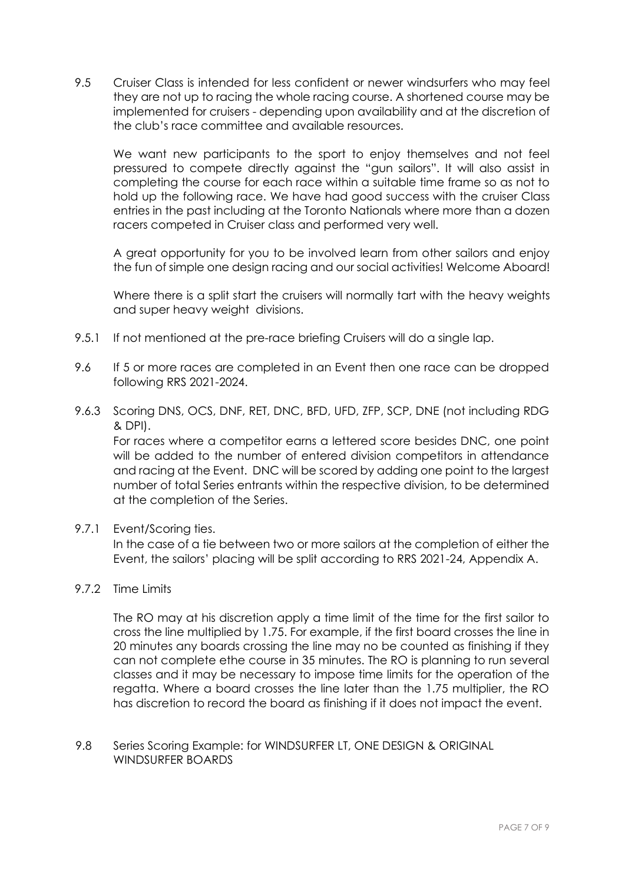9.5 Cruiser Class is intended for less confident or newer windsurfers who may feel they are not up to racing the whole racing course. A shortened course may be implemented for cruisers - depending upon availability and at the discretion of the club's race committee and available resources.

We want new participants to the sport to enjoy themselves and not feel pressured to compete directly against the "gun sailors". It will also assist in completing the course for each race within a suitable time frame so as not to hold up the following race. We have had good success with the cruiser Class entries in the past including at the Toronto Nationals where more than a dozen racers competed in Cruiser class and performed very well.

A great opportunity for you to be involved learn from other sailors and enjoy the fun of simple one design racing and our social activities! Welcome Aboard!

Where there is a split start the cruisers will normally tart with the heavy weights and super heavy weight divisions.

9.5.1 If not mentioned at the pre-race briefing Cruisers will do a single lap.

9.6 If 5 or more races are completed in an Event then one race can be dropped following RRS 2021-2024.

9.6.3 Scoring DNS, OCS, DNF, RET, DNC, BFD, UFD, ZFP, SCP, DNE (not including RDG & DPI).

For races where a competitor earns a lettered score besides DNC, one point will be added to the number of entered division competitors in attendance and racing at the Event. DNC will be scored by adding one point to the largest number of total Series entrants within the respective division, to be determined at the completion of the Series.

9.7.1 Event/Scoring ties.

In the case of a tie between two or more sailors at the completion of either the Event, the sailors' placing will be split according to RRS 2021-24, Appendix A.

9.7.2 Time Limits

The RO may at his discretion apply a time limit of the time for the first sailor to cross the line multiplied by 1.75. For example, if the first board crosses the line in 20 minutes any boards crossing the line may no be counted as finishing if they can not complete ethe course in 35 minutes. The RO is planning to run several classes and it may be necessary to impose time limits for the operation of the regatta. Where a board crosses the line later than the 1.75 multiplier, the RO has discretion to record the board as finishing if it does not impact the event.

9.8 Series Scoring Example: for WINDSURFER LT, ONE DESIGN & ORIGINAL WINDSURFER BOARDS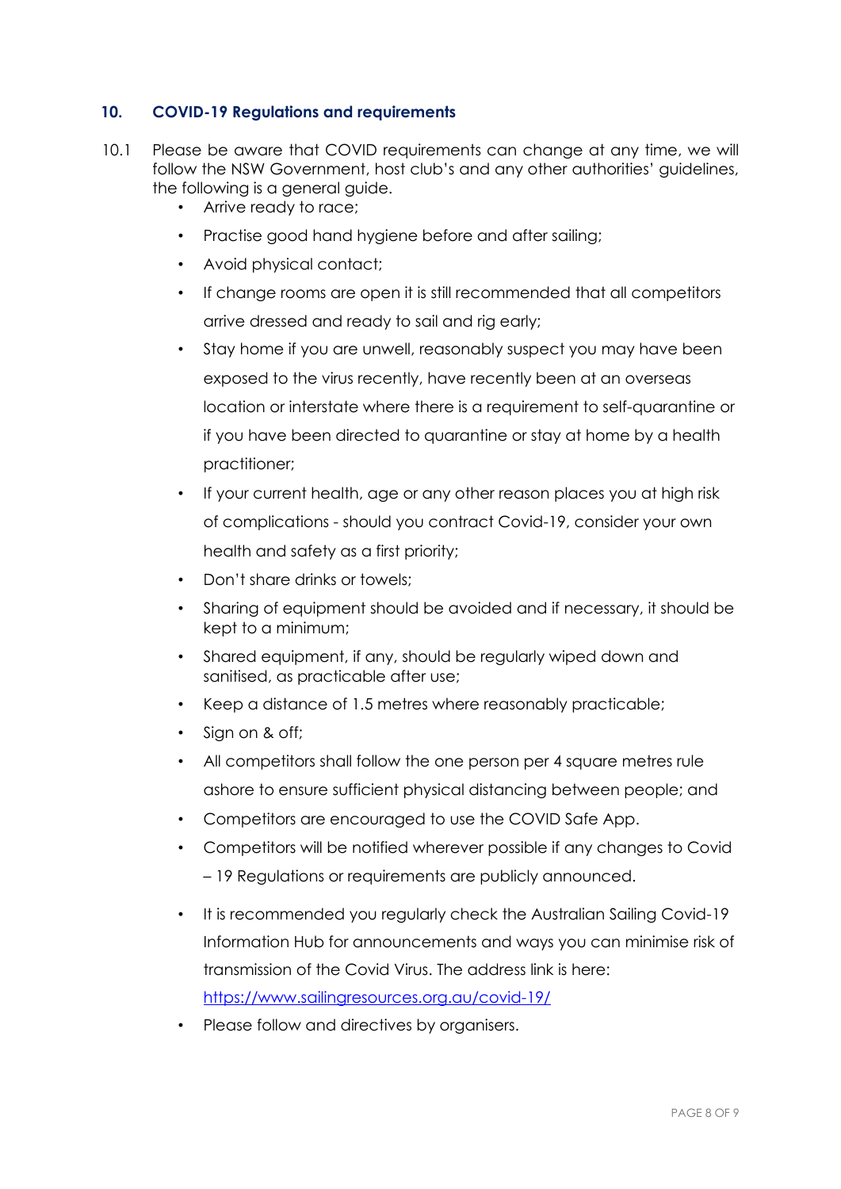## 10. COVID-19 Regulations and requirements

10.1 Please be aware that COVID requirements can change at any time, we will follow the NSW Government, host club's and any other authorities' guidelines, the following is a general guide.

- Arrive ready to race;
- Practise good hand hygiene before and after sailing;
- Avoid physical contact;
- If change rooms are open it is still recommended that all competitors arrive dressed and ready to sail and rig early;
- Stay home if you are unwell, reasonably suspect you may have been exposed to the virus recently, have recently been at an overseas location or interstate where there is a requirement to self-quarantine or if you have been directed to quarantine or stay at home by a health practitioner;
- If your current health, age or any other reason places you at high risk of complications - should you contract Covid-19, consider your own health and safety as a first priority;
- Don't share drinks or towels;
- Sharing of equipment should be avoided and if necessary, it should be kept to a minimum;
- Shared equipment, if any, should be regularly wiped down and sanitised, as practicable after use;
- Keep a distance of 1.5 metres where reasonably practicable;
- Sign on & off;
- All competitors shall follow the one person per 4 square metres rule ashore to ensure sufficient physical distancing between people; and
- Competitors are encouraged to use the COVID Safe App.
- Competitors will be notified wherever possible if any changes to Covid – 19 Regulations or requirements are publicly announced.
- It is recommended you regularly check the Australian Sailing Covid-19 Information Hub for announcements and ways you can minimise risk of transmission of the Covid Virus. The address link is here: [https://www.sailingresources.org.au/covid-19/](https://www.sailingresources.org.au/covid-19/)
- Please follow and directives by organisers.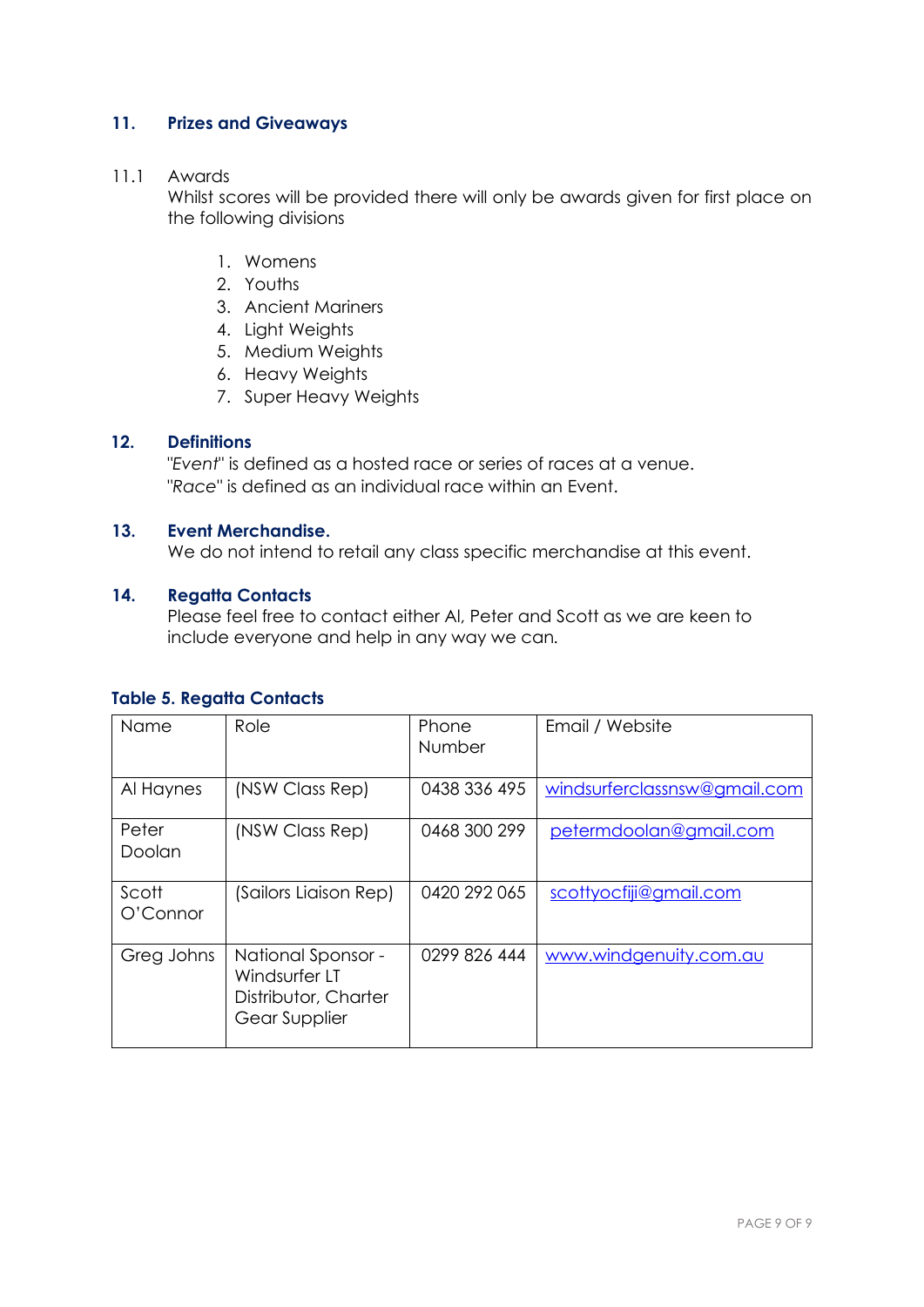## 11. Prizes and Giveaways

11.1 Awards

Whilst scores will be provided there will only be awards given for first place on the following divisions

1. Womens
2. Youths
3. Ancient Mariners
4. Light Weights
5. Medium Weights
6. Heavy Weights
7. Super Heavy Weights

## 12. Definitions

"*Event*" is defined as a hosted race or series of races at a venue.
"*Race*" is defined as an individual race within an Event.

## 13. Event Merchandise.

We do not intend to retail any class specific merchandise at this event.

## 14. Regatta Contacts

Please feel free to contact either Al, Peter and Scott as we are keen to include everyone and help in any way we can.

**Table 5. Regatta Contacts**

| Name | Role | Phone Number | Email / Website |
|---|---|---|---|
| Al Haynes | (NSW Class Rep) | 0438 336 495 | windsurferclassnsw@gmail.com |
| Peter Doolan | (NSW Class Rep) | 0468 300 299 | petermdoolan@gmail.com |
| Scott O'Connor | (Sailors Liaison Rep) | 0420 292 065 | scottyocfiji@gmail.com |
| Greg Johns | National Sponsor - Windsurfer LT Distributor, Charter Gear Supplier | 0299 826 444 | www.windgenuity.com.au |